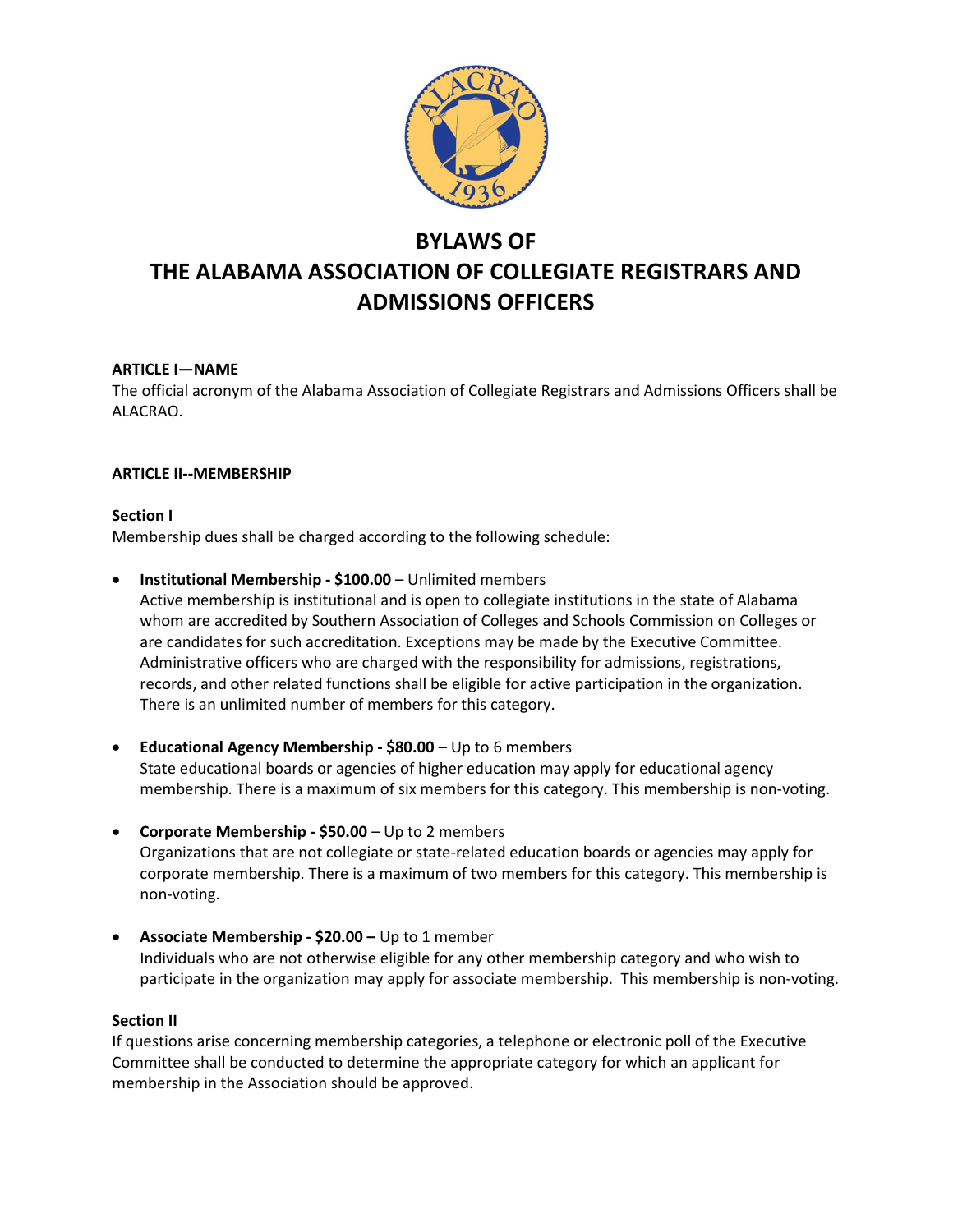# BYLAWS OF THE ALABAMA ASSOCIATION OF COLLEGIATE REGISTRARS AND ADMISSIONS OFFICERS

**ARTICLE I—NAME**

The official acronym of the Alabama Association of Collegiate Registrars and Admissions Officers shall be ALACRAO.

**ARTICLE II--MEMBERSHIP**

**Section I**

Membership dues shall be charged according to the following schedule:

- **Institutional Membership - $100.00** – Unlimited members
  Active membership is institutional and is open to collegiate institutions in the state of Alabama whom are accredited by Southern Association of Colleges and Schools Commission on Colleges or are candidates for such accreditation. Exceptions may be made by the Executive Committee. Administrative officers who are charged with the responsibility for admissions, registrations, records, and other related functions shall be eligible for active participation in the organization. There is an unlimited number of members for this category.

- **Educational Agency Membership - $80.00** – Up to 6 members
  State educational boards or agencies of higher education may apply for educational agency membership. There is a maximum of six members for this category. This membership is non-voting.

- **Corporate Membership - $50.00** – Up to 2 members
  Organizations that are not collegiate or state-related education boards or agencies may apply for corporate membership. There is a maximum of two members for this category. This membership is non-voting.

- **Associate Membership - $20.00 –** Up to 1 member
  Individuals who are not otherwise eligible for any other membership category and who wish to participate in the organization may apply for associate membership. This membership is non-voting.

**Section II**

If questions arise concerning membership categories, a telephone or electronic poll of the Executive Committee shall be conducted to determine the appropriate category for which an applicant for membership in the Association should be approved.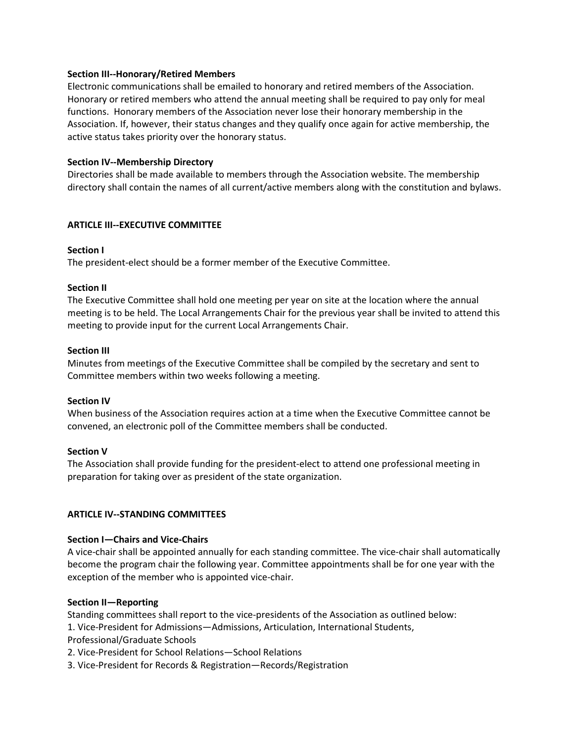**Section III--Honorary/Retired Members**

Electronic communications shall be emailed to honorary and retired members of the Association. Honorary or retired members who attend the annual meeting shall be required to pay only for meal functions. Honorary members of the Association never lose their honorary membership in the Association. If, however, their status changes and they qualify once again for active membership, the active status takes priority over the honorary status.

**Section IV--Membership Directory**

Directories shall be made available to members through the Association website. The membership directory shall contain the names of all current/active members along with the constitution and bylaws.

## ARTICLE III--EXECUTIVE COMMITTEE

**Section I**

The president-elect should be a former member of the Executive Committee.

**Section II**

The Executive Committee shall hold one meeting per year on site at the location where the annual meeting is to be held. The Local Arrangements Chair for the previous year shall be invited to attend this meeting to provide input for the current Local Arrangements Chair.

**Section III**

Minutes from meetings of the Executive Committee shall be compiled by the secretary and sent to Committee members within two weeks following a meeting.

**Section IV**

When business of the Association requires action at a time when the Executive Committee cannot be convened, an electronic poll of the Committee members shall be conducted.

**Section V**

The Association shall provide funding for the president-elect to attend one professional meeting in preparation for taking over as president of the state organization.

## ARTICLE IV--STANDING COMMITTEES

**Section I—Chairs and Vice-Chairs**

A vice-chair shall be appointed annually for each standing committee. The vice-chair shall automatically become the program chair the following year. Committee appointments shall be for one year with the exception of the member who is appointed vice-chair.

**Section II—Reporting**

Standing committees shall report to the vice-presidents of the Association as outlined below:

1. Vice-President for Admissions—Admissions, Articulation, International Students, Professional/Graduate Schools
2. Vice-President for School Relations—School Relations
3. Vice-President for Records & Registration—Records/Registration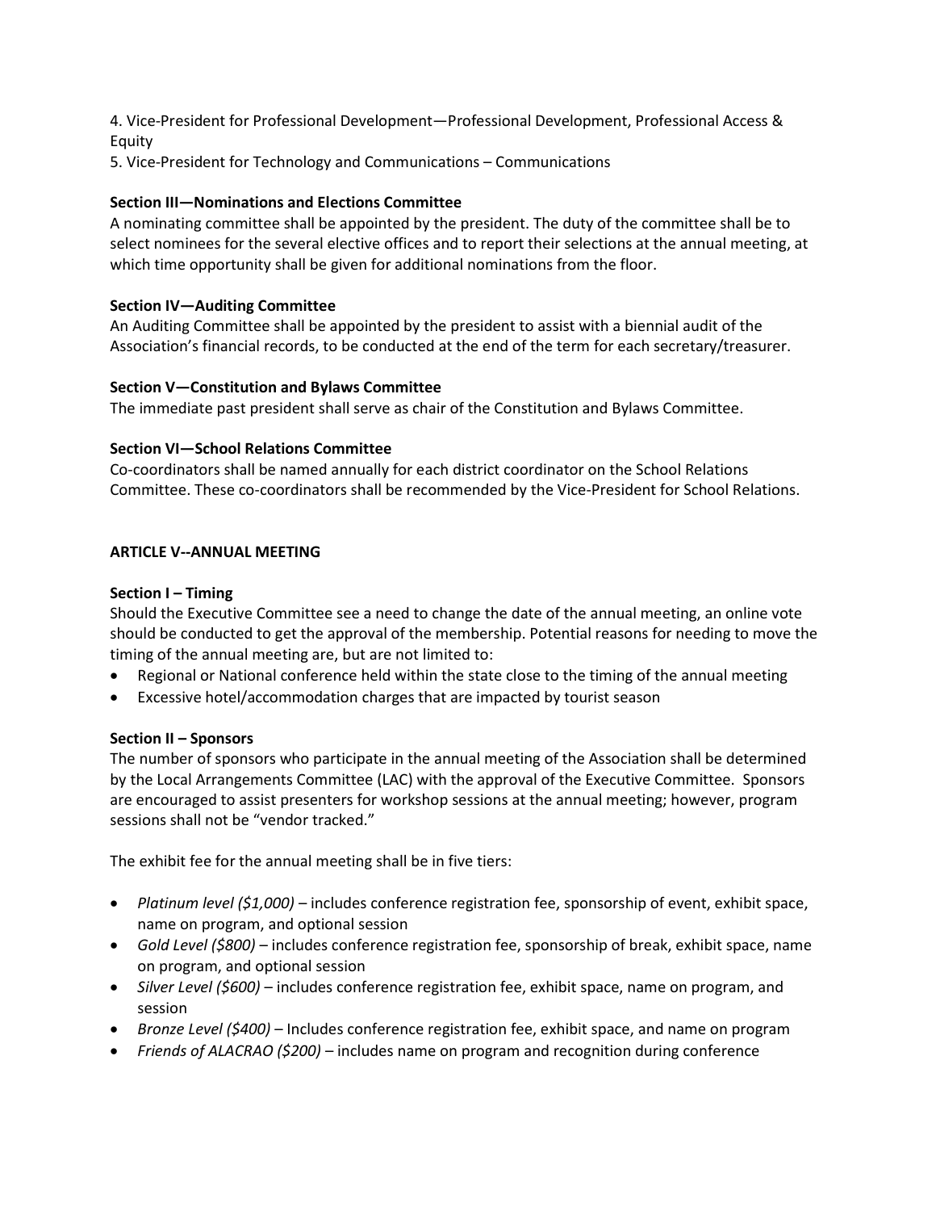4. Vice-President for Professional Development—Professional Development, Professional Access & Equity
5. Vice-President for Technology and Communications – Communications

**Section III—Nominations and Elections Committee**
A nominating committee shall be appointed by the president. The duty of the committee shall be to select nominees for the several elective offices and to report their selections at the annual meeting, at which time opportunity shall be given for additional nominations from the floor.

**Section IV—Auditing Committee**
An Auditing Committee shall be appointed by the president to assist with a biennial audit of the Association's financial records, to be conducted at the end of the term for each secretary/treasurer.

**Section V—Constitution and Bylaws Committee**
The immediate past president shall serve as chair of the Constitution and Bylaws Committee.

**Section VI—School Relations Committee**
Co-coordinators shall be named annually for each district coordinator on the School Relations Committee. These co-coordinators shall be recommended by the Vice-President for School Relations.

**ARTICLE V--ANNUAL MEETING**

**Section I – Timing**
Should the Executive Committee see a need to change the date of the annual meeting, an online vote should be conducted to get the approval of the membership. Potential reasons for needing to move the timing of the annual meeting are, but are not limited to:

- Regional or National conference held within the state close to the timing of the annual meeting
- Excessive hotel/accommodation charges that are impacted by tourist season

**Section II – Sponsors**
The number of sponsors who participate in the annual meeting of the Association shall be determined by the Local Arrangements Committee (LAC) with the approval of the Executive Committee. Sponsors are encouraged to assist presenters for workshop sessions at the annual meeting; however, program sessions shall not be "vendor tracked."

The exhibit fee for the annual meeting shall be in five tiers:

- *Platinum level ($1,000)* – includes conference registration fee, sponsorship of event, exhibit space, name on program, and optional session
- *Gold Level ($800)* – includes conference registration fee, sponsorship of break, exhibit space, name on program, and optional session
- *Silver Level ($600)* – includes conference registration fee, exhibit space, name on program, and session
- *Bronze Level ($400)* – Includes conference registration fee, exhibit space, and name on program
- *Friends of ALACRAO ($200)* – includes name on program and recognition during conference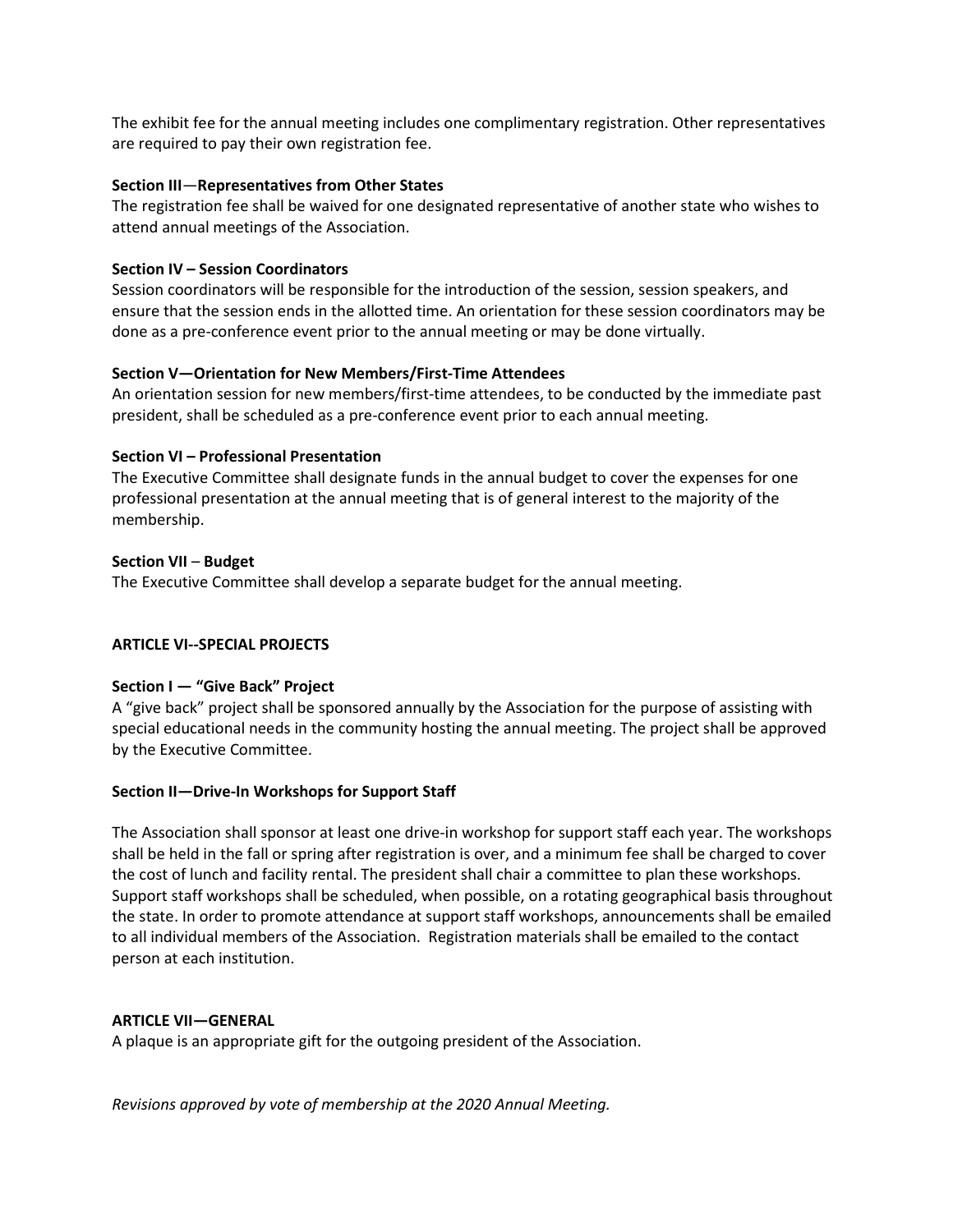The exhibit fee for the annual meeting includes one complimentary registration. Other representatives are required to pay their own registration fee.

**Section III—Representatives from Other States**

The registration fee shall be waived for one designated representative of another state who wishes to attend annual meetings of the Association.

**Section IV – Session Coordinators**

Session coordinators will be responsible for the introduction of the session, session speakers, and ensure that the session ends in the allotted time. An orientation for these session coordinators may be done as a pre-conference event prior to the annual meeting or may be done virtually.

**Section V—Orientation for New Members/First-Time Attendees**

An orientation session for new members/first-time attendees, to be conducted by the immediate past president, shall be scheduled as a pre-conference event prior to each annual meeting.

**Section VI – Professional Presentation**

The Executive Committee shall designate funds in the annual budget to cover the expenses for one professional presentation at the annual meeting that is of general interest to the majority of the membership.

**Section VII – Budget**

The Executive Committee shall develop a separate budget for the annual meeting.

**ARTICLE VI--SPECIAL PROJECTS**

**Section I — "Give Back" Project**

A "give back" project shall be sponsored annually by the Association for the purpose of assisting with special educational needs in the community hosting the annual meeting. The project shall be approved by the Executive Committee.

**Section II—Drive-In Workshops for Support Staff**

The Association shall sponsor at least one drive-in workshop for support staff each year. The workshops shall be held in the fall or spring after registration is over, and a minimum fee shall be charged to cover the cost of lunch and facility rental. The president shall chair a committee to plan these workshops. Support staff workshops shall be scheduled, when possible, on a rotating geographical basis throughout the state. In order to promote attendance at support staff workshops, announcements shall be emailed to all individual members of the Association. Registration materials shall be emailed to the contact person at each institution.

**ARTICLE VII—GENERAL**

A plaque is an appropriate gift for the outgoing president of the Association.

*Revisions approved by vote of membership at the 2020 Annual Meeting.*